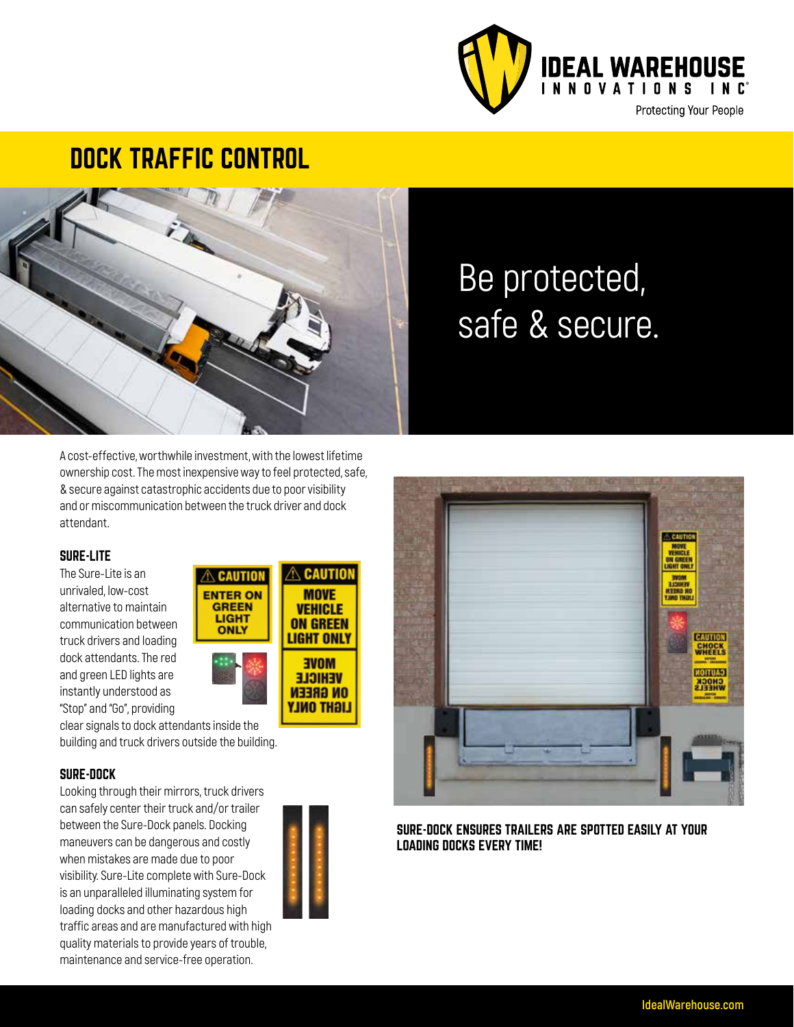# DOCK TRAFFIC CONTROL

## Be protected, safe & secure.

A cost-effective, worthwhile investment, with the lowest lifetime ownership cost. The most inexpensive way to feel protected, safe, & secure against catastrophic accidents due to poor visibility and or miscommunication between the truck driver and dock attendant.

### SURE-LITE

The Sure-Lite is an unrivaled, low-cost alternative to maintain communication between truck drivers and loading dock attendants. The red and green LED lights are instantly understood as "Stop" and "Go", providing clear signals to dock attendants inside the building and truck drivers outside the building.

### SURE-DOCK

Looking through their mirrors, truck drivers can safely center their truck and/or trailer between the Sure-Dock panels. Docking maneuvers can be dangerous and costly when mistakes are made due to poor visibility. Sure-Lite complete with Sure-Dock is an unparalleled illuminating system for loading docks and other hazardous high traffic areas and are manufactured with high quality materials to provide years of trouble, maintenance and service-free operation.

**SURE-DOCK ENSURES TRAILERS ARE SPOTTED EASILY AT YOUR LOADING DOCKS EVERY TIME!**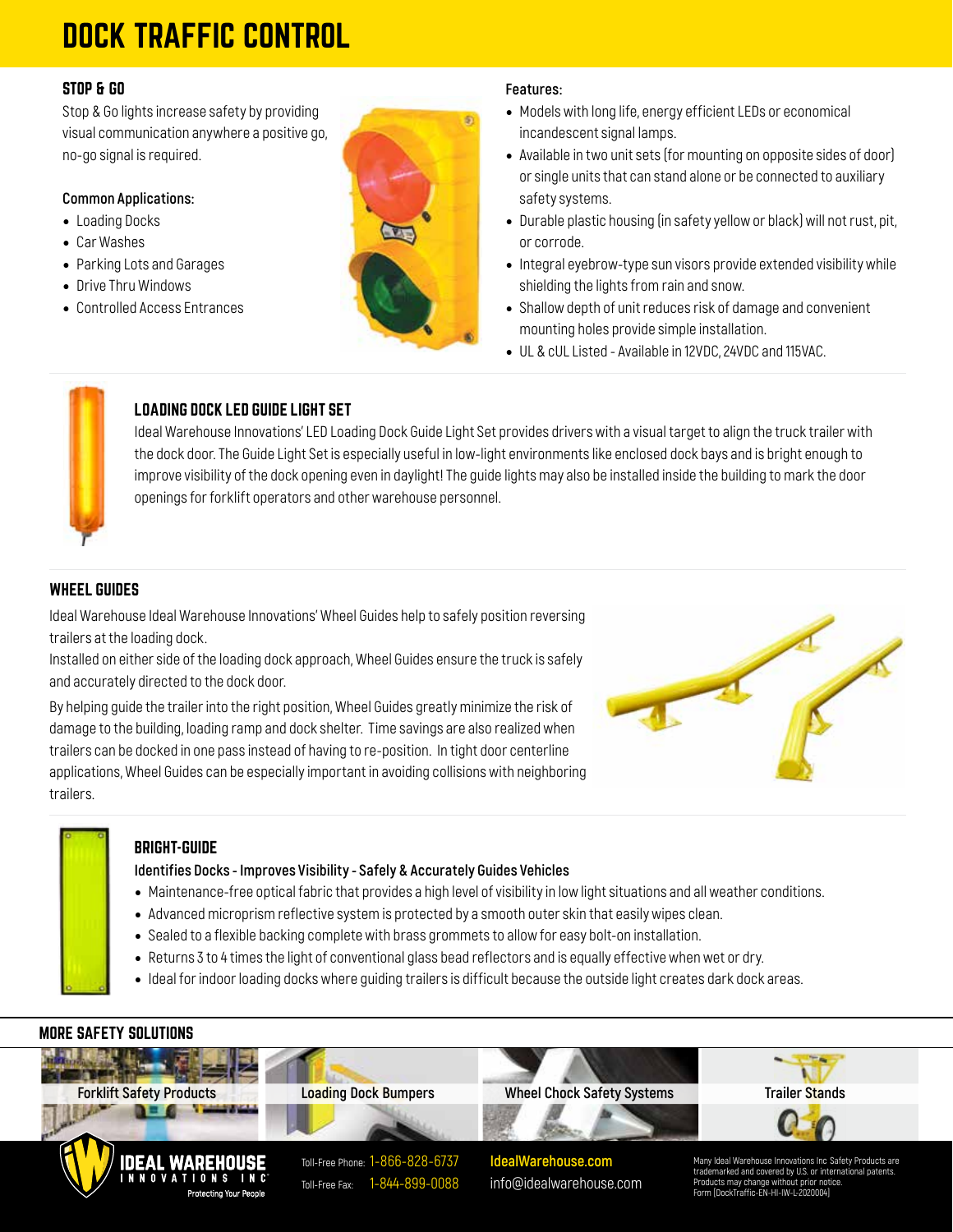# DOCK TRAFFIC CONTROL

## STOP & GO

Stop & Go lights increase safety by providing visual communication anywhere a positive go, no-go signal is required.

**Common Applications:**

- Loading Docks
- Car Washes
- Parking Lots and Garages
- Drive Thru Windows
- Controlled Access Entrances

**Features:**

- Models with long life, energy efficient LEDs or economical incandescent signal lamps.
- Available in two unit sets (for mounting on opposite sides of door) or single units that can stand alone or be connected to auxiliary safety systems.
- Durable plastic housing (in safety yellow or black) will not rust, pit, or corrode.
- Integral eyebrow-type sun visors provide extended visibility while shielding the lights from rain and snow.
- Shallow depth of unit reduces risk of damage and convenient mounting holes provide simple installation.
- UL & cUL Listed - Available in 12VDC, 24VDC and 115VAC.

## LOADING DOCK LED GUIDE LIGHT SET

Ideal Warehouse Innovations' LED Loading Dock Guide Light Set provides drivers with a visual target to align the truck trailer with the dock door. The Guide Light Set is especially useful in low-light environments like enclosed dock bays and is bright enough to improve visibility of the dock opening even in daylight! The guide lights may also be installed inside the building to mark the door openings for forklift operators and other warehouse personnel.

## WHEEL GUIDES

Ideal Warehouse Ideal Warehouse Innovations' Wheel Guides help to safely position reversing trailers at the loading dock.

Installed on either side of the loading dock approach, Wheel Guides ensure the truck is safely and accurately directed to the dock door.

By helping guide the trailer into the right position, Wheel Guides greatly minimize the risk of damage to the building, loading ramp and dock shelter. Time savings are also realized when trailers can be docked in one pass instead of having to re-position. In tight door centerline applications, Wheel Guides can be especially important in avoiding collisions with neighboring trailers.

## BRIGHT-GUIDE

**Identifies Docks - Improves Visibility - Safely & Accurately Guides Vehicles**

- Maintenance-free optical fabric that provides a high level of visibility in low light situations and all weather conditions.
- Advanced microprism reflective system is protected by a smooth outer skin that easily wipes clean.
- Sealed to a flexible backing complete with brass grommets to allow for easy bolt-on installation.
- Returns 3 to 4 times the light of conventional glass bead reflectors and is equally effective when wet or dry.
- Ideal for indoor loading docks where guiding trailers is difficult because the outside light creates dark dock areas.

## MORE SAFETY SOLUTIONS

Forklift Safety Products

Loading Dock Bumpers

Wheel Chock Safety Systems

Trailer Stands

IDEAL WAREHOUSE INNOVATIONS INC
Protecting Your People

Toll-Free Phone: 1-866-828-6737
Toll-Free Fax: 1-844-899-0088

IdealWarehouse.com
info@idealwarehouse.com

Many Ideal Warehouse Innovations Inc Safety Products are trademarked and covered by U.S. or international patents. Products may change without prior notice. Form (DockTraffic-EN-HI-IW-L-2020004)